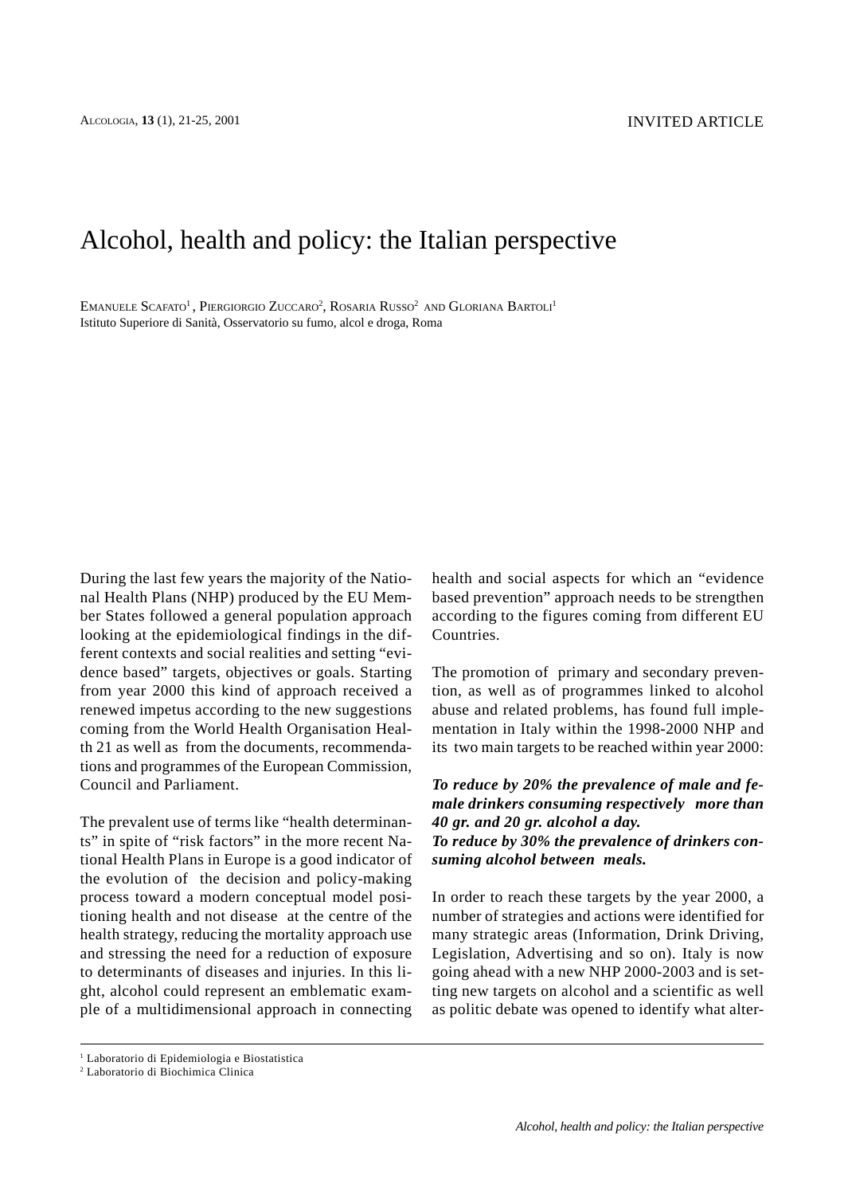INVITED ARTICLE

# Alcohol, health and policy: the Italian perspective

Emanuele Scafato[1], Piergiorgio Zuccaro[2], Rosaria Russo[2] and Gloriana Bartoli[1]
Istituto Superiore di Sanità, Osservatorio su fumo, alcol e droga, Roma

During the last few years the majority of the National Health Plans (NHP) produced by the EU Member States followed a general population approach looking at the epidemiological findings in the different contexts and social realities and setting "evidence based" targets, objectives or goals. Starting from year 2000 this kind of approach received a renewed impetus according to the new suggestions coming from the World Health Organisation Health 21 as well as from the documents, recommendations and programmes of the European Commission, Council and Parliament.

The prevalent use of terms like "health determinants" in spite of "risk factors" in the more recent National Health Plans in Europe is a good indicator of the evolution of the decision and policy-making process toward a modern conceptual model positioning health and not disease at the centre of the health strategy, reducing the mortality approach use and stressing the need for a reduction of exposure to determinants of diseases and injuries. In this light, alcohol could represent an emblematic example of a multidimensional approach in connecting health and social aspects for which an "evidence based prevention" approach needs to be strengthen according to the figures coming from different EU Countries.

The promotion of primary and secondary prevention, as well as of programmes linked to alcohol abuse and related problems, has found full implementation in Italy within the 1998-2000 NHP and its two main targets to be reached within year 2000:

***To reduce by 20% the prevalence of male and female drinkers consuming respectively more than 40 gr. and 20 gr. alcohol a day.***
***To reduce by 30% the prevalence of drinkers consuming alcohol between meals.***

In order to reach these targets by the year 2000, a number of strategies and actions were identified for many strategic areas (Information, Drink Driving, Legislation, Advertising and so on). Italy is now going ahead with a new NHP 2000-2003 and is setting new targets on alcohol and a scientific as well as politic debate was opened to identify what alter-

[1] Laboratorio di Epidemiologia e Biostatistica
[2] Laboratorio di Biochimica Clinica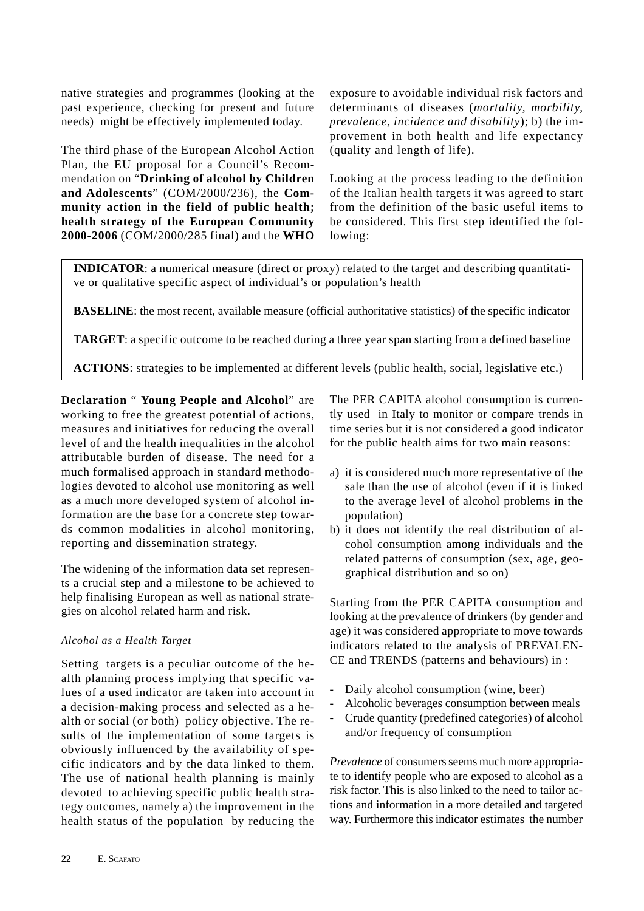native strategies and programmes (looking at the past experience, checking for present and future needs) might be effectively implemented today.

The third phase of the European Alcohol Action Plan, the EU proposal for a Council's Recommendation on "**Drinking of alcohol by Children and Adolescents**" (COM/2000/236), the **Community action in the field of public health; health strategy of the European Community 2000-2006** (COM/2000/285 final) and the **WHO Declaration** " **Young People and Alcohol**" are working to free the greatest potential of actions, measures and initiatives for reducing the overall level of and the health inequalities in the alcohol attributable burden of disease. The need for a much formalised approach in standard methodologies devoted to alcohol use monitoring as well as a much more developed system of alcohol information are the base for a concrete step towards common modalities in alcohol monitoring, reporting and dissemination strategy.

The widening of the information data set represents a crucial step and a milestone to be achieved to help finalising European as well as national strategies on alcohol related harm and risk.

*Alcohol as a Health Target*

Setting targets is a peculiar outcome of the health planning process implying that specific values of a used indicator are taken into account in a decision-making process and selected as a health or social (or both) policy objective. The results of the implementation of some targets is obviously influenced by the availability of specific indicators and by the data linked to them. The use of national health planning is mainly devoted to achieving specific public health strategy outcomes, namely a) the improvement in the health status of the population by reducing the exposure to avoidable individual risk factors and determinants of diseases (*mortality, morbility, prevalence, incidence and disability*); b) the improvement in both health and life expectancy (quality and length of life).

Looking at the process leading to the definition of the Italian health targets it was agreed to start from the definition of the basic useful items to be considered. This first step identified the following:

**INDICATOR**: a numerical measure (direct or proxy) related to the target and describing quantitative or qualitative specific aspect of individual's or population's health

**BASELINE**: the most recent, available measure (official authoritative statistics) of the specific indicator

**TARGET**: a specific outcome to be reached during a three year span starting from a defined baseline

**ACTIONS**: strategies to be implemented at different levels (public health, social, legislative etc.)

The PER CAPITA alcohol consumption is currently used in Italy to monitor or compare trends in time series but it is not considered a good indicator for the public health aims for two main reasons:

a) it is considered much more representative of the sale than the use of alcohol (even if it is linked to the average level of alcohol problems in the population)
b) it does not identify the real distribution of alcohol consumption among individuals and the related patterns of consumption (sex, age, geographical distribution and so on)

Starting from the PER CAPITA consumption and looking at the prevalence of drinkers (by gender and age) it was considered appropriate to move towards indicators related to the analysis of PREVALENCE and TRENDS (patterns and behaviours) in :

- Daily alcohol consumption (wine, beer)
- Alcoholic beverages consumption between meals
- Crude quantity (predefined categories) of alcohol and/or frequency of consumption

*Prevalence* of consumers seems much more appropriate to identify people who are exposed to alcohol as a risk factor. This is also linked to the need to tailor actions and information in a more detailed and targeted way. Furthermore this indicator estimates the number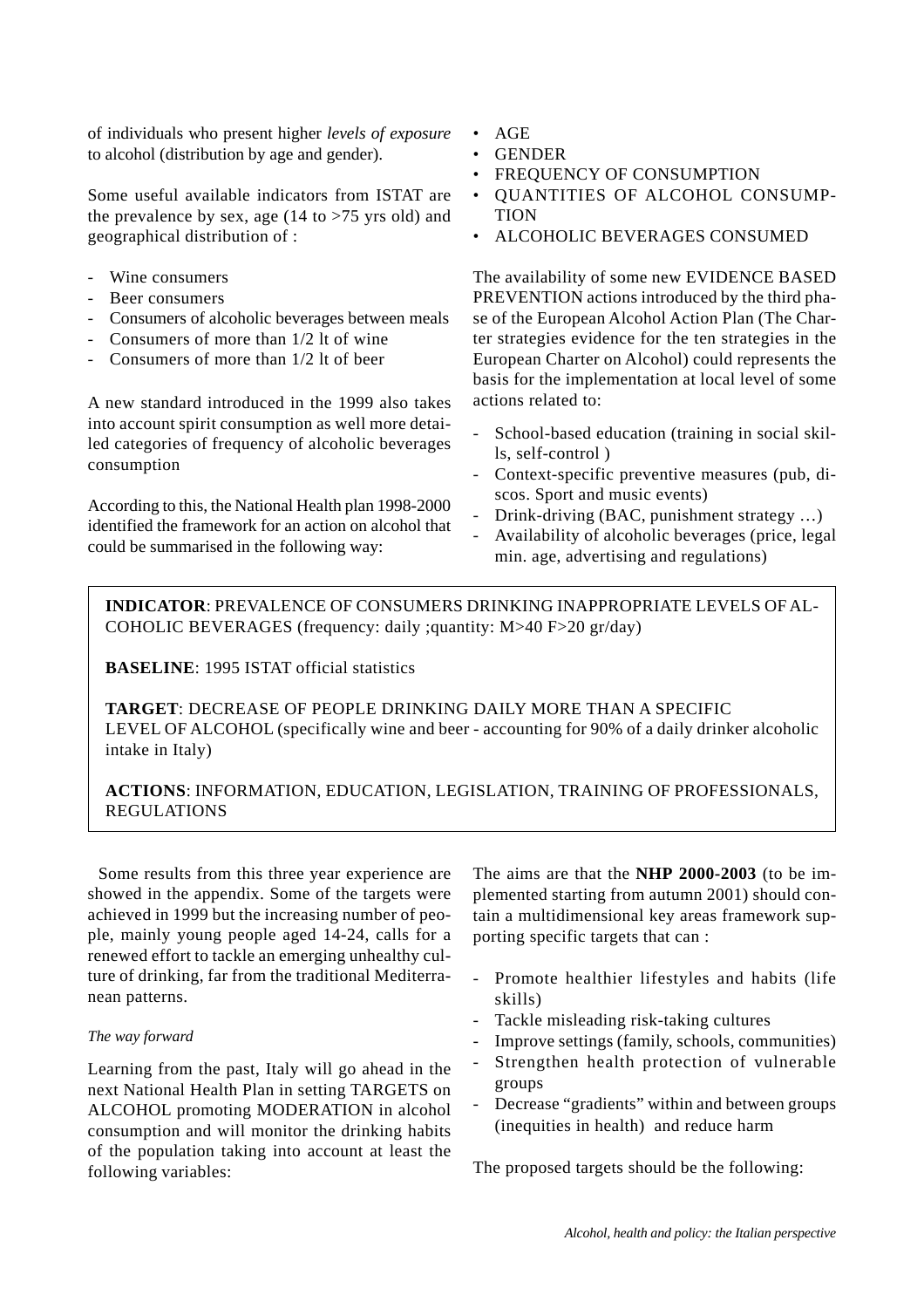of individuals who present higher *levels of exposure* to alcohol (distribution by age and gender).

Some useful available indicators from ISTAT are the prevalence by sex, age (14 to >75 yrs old) and geographical distribution of :

- Wine consumers
- Beer consumers
- Consumers of alcoholic beverages between meals
- Consumers of more than 1/2 lt of wine
- Consumers of more than 1/2 lt of beer

A new standard introduced in the 1999 also takes into account spirit consumption as well more detailed categories of frequency of alcoholic beverages consumption

According to this, the National Health plan 1998-2000 identified the framework for an action on alcohol that could be summarised in the following way:

- AGE
- GENDER
- FREQUENCY OF CONSUMPTION
- QUANTITIES OF ALCOHOL CONSUMPTION
- ALCOHOLIC BEVERAGES CONSUMED

The availability of some new EVIDENCE BASED PREVENTION actions introduced by the third phase of the European Alcohol Action Plan (The Charter strategies evidence for the ten strategies in the European Charter on Alcohol) could represents the basis for the implementation at local level of some actions related to:

- School-based education (training in social skills, self-control )
- Context-specific preventive measures (pub, discos. Sport and music events)
- Drink-driving (BAC, punishment strategy …)
- Availability of alcoholic beverages (price, legal min. age, advertising and regulations)

**INDICATOR**: PREVALENCE OF CONSUMERS DRINKING INAPPROPRIATE LEVELS OF ALCOHOLIC BEVERAGES (frequency: daily ;quantity: M>40 F>20 gr/day)

**BASELINE**: 1995 ISTAT official statistics

**TARGET**: DECREASE OF PEOPLE DRINKING DAILY MORE THAN A SPECIFIC LEVEL OF ALCOHOL (specifically wine and beer - accounting for 90% of a daily drinker alcoholic intake in Italy)

**ACTIONS**: INFORMATION, EDUCATION, LEGISLATION, TRAINING OF PROFESSIONALS, REGULATIONS

Some results from this three year experience are showed in the appendix. Some of the targets were achieved in 1999 but the increasing number of people, mainly young people aged 14-24, calls for a renewed effort to tackle an emerging unhealthy culture of drinking, far from the traditional Mediterranean patterns.

*The way forward*

Learning from the past, Italy will go ahead in the next National Health Plan in setting TARGETS on ALCOHOL promoting MODERATION in alcohol consumption and will monitor the drinking habits of the population taking into account at least the following variables:

The aims are that the **NHP 2000-2003** (to be implemented starting from autumn 2001) should contain a multidimensional key areas framework supporting specific targets that can :

- Promote healthier lifestyles and habits (life skills)
- Tackle misleading risk-taking cultures
- Improve settings (family, schools, communities)
- Strengthen health protection of vulnerable groups
- Decrease "gradients" within and between groups (inequities in health) and reduce harm

The proposed targets should be the following: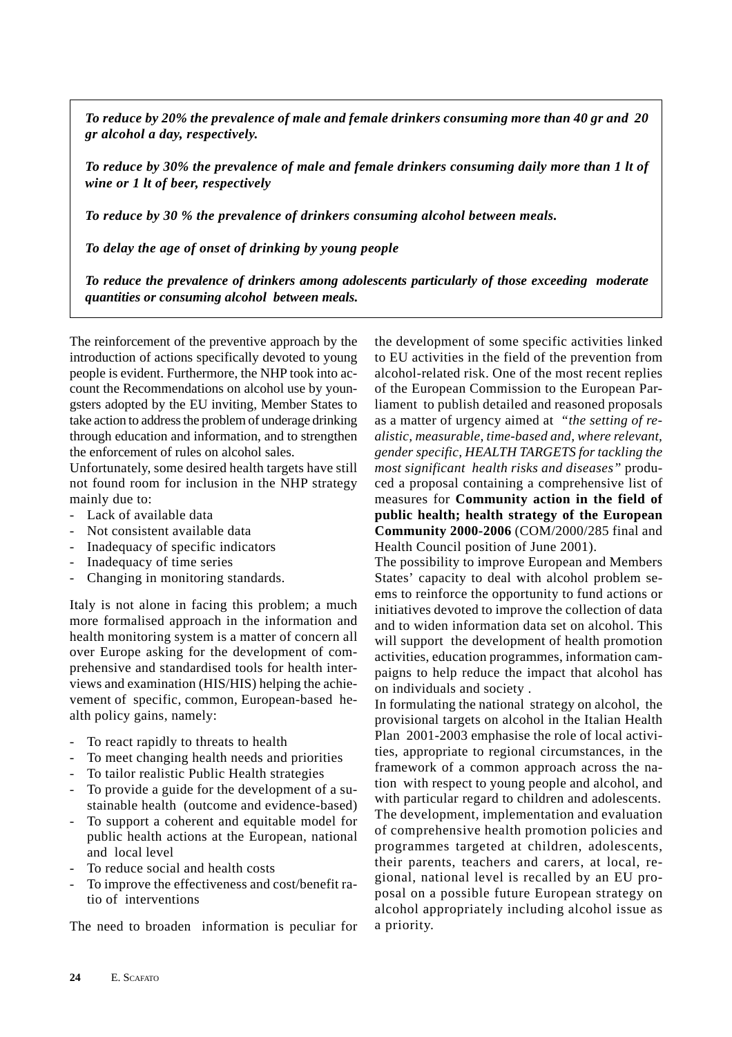*To reduce by 20% the prevalence of male and female drinkers consuming more than 40 gr and 20 gr alcohol a day, respectively.*

*To reduce by 30% the prevalence of male and female drinkers consuming daily more than 1 lt of wine or 1 lt of beer, respectively*

*To reduce by 30 % the prevalence of drinkers consuming alcohol between meals.*

*To delay the age of onset of drinking by young people*

*To reduce the prevalence of drinkers among adolescents particularly of those exceeding moderate quantities or consuming alcohol between meals.*

The reinforcement of the preventive approach by the introduction of actions specifically devoted to young people is evident. Furthermore, the NHP took into account the Recommendations on alcohol use by youngsters adopted by the EU inviting, Member States to take action to address the problem of underage drinking through education and information, and to strengthen the enforcement of rules on alcohol sales.

Unfortunately, some desired health targets have still not found room for inclusion in the NHP strategy mainly due to:

- Lack of available data
- Not consistent available data
- Inadequacy of specific indicators
- Inadequacy of time series
- Changing in monitoring standards.

Italy is not alone in facing this problem; a much more formalised approach in the information and health monitoring system is a matter of concern all over Europe asking for the development of comprehensive and standardised tools for health interviews and examination (HIS/HIS) helping the achievement of specific, common, European-based health policy gains, namely:

- To react rapidly to threats to health
- To meet changing health needs and priorities
- To tailor realistic Public Health strategies
- To provide a guide for the development of a sustainable health (outcome and evidence-based)
- To support a coherent and equitable model for public health actions at the European, national and local level
- To reduce social and health costs
- To improve the effectiveness and cost/benefit ratio of interventions

The need to broaden information is peculiar for the development of some specific activities linked to EU activities in the field of the prevention from alcohol-related risk. One of the most recent replies of the European Commission to the European Parliament to publish detailed and reasoned proposals as a matter of urgency aimed at *"the setting of realistic, measurable, time-based and, where relevant, gender specific, HEALTH TARGETS for tackling the most significant health risks and diseases"* produced a proposal containing a comprehensive list of measures for **Community action in the field of public health; health strategy of the European Community 2000-2006** (COM/2000/285 final and Health Council position of June 2001).

The possibility to improve European and Members States' capacity to deal with alcohol problem seems to reinforce the opportunity to fund actions or initiatives devoted to improve the collection of data and to widen information data set on alcohol. This will support the development of health promotion activities, education programmes, information campaigns to help reduce the impact that alcohol has on individuals and society .

In formulating the national strategy on alcohol, the provisional targets on alcohol in the Italian Health Plan 2001-2003 emphasise the role of local activities, appropriate to regional circumstances, in the framework of a common approach across the nation with respect to young people and alcohol, and with particular regard to children and adolescents. The development, implementation and evaluation of comprehensive health promotion policies and programmes targeted at children, adolescents, their parents, teachers and carers, at local, regional, national level is recalled by an EU proposal on a possible future European strategy on alcohol appropriately including alcohol issue as a priority.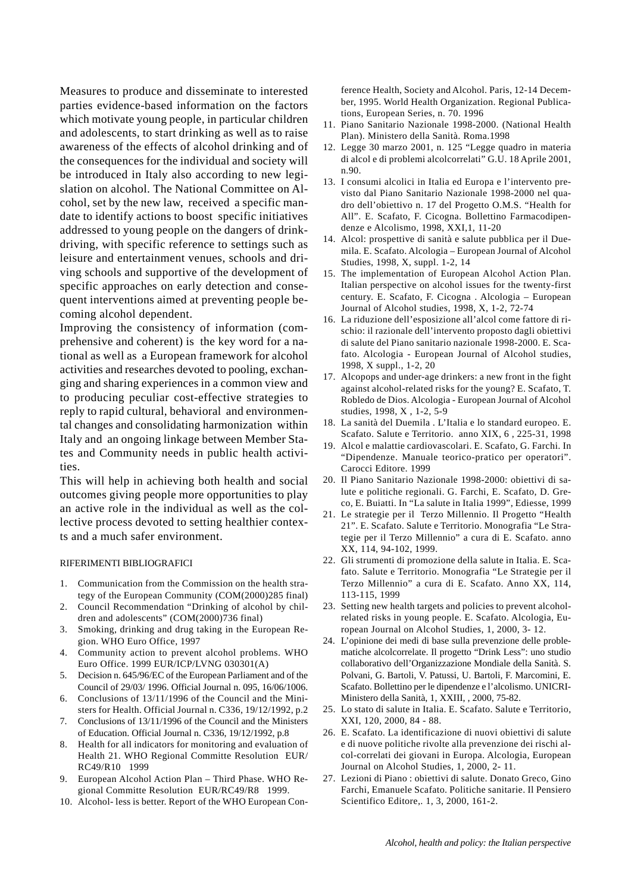Measures to produce and disseminate to interested parties evidence-based information on the factors which motivate young people, in particular children and adolescents, to start drinking as well as to raise awareness of the effects of alcohol drinking and of the consequences for the individual and society will be introduced in Italy also according to new legislation on alcohol. The National Committee on Alcohol, set by the new law, received a specific mandate to identify actions to boost specific initiatives addressed to young people on the dangers of drink-driving, with specific reference to settings such as leisure and entertainment venues, schools and driving schools and supportive of the development of specific approaches on early detection and consequent interventions aimed at preventing people becoming alcohol dependent.

Improving the consistency of information (comprehensive and coherent) is the key word for a national as well as a European framework for alcohol activities and researches devoted to pooling, exchanging and sharing experiences in a common view and to producing peculiar cost-effective strategies to reply to rapid cultural, behavioral and environmental changes and consolidating harmonization within Italy and an ongoing linkage between Member States and Community needs in public health activities.

This will help in achieving both health and social outcomes giving people more opportunities to play an active role in the individual as well as the collective process devoted to setting healthier contexts and a much safer environment.

## RIFERIMENTI BIBLIOGRAFICI

1. Communication from the Commission on the health strategy of the European Community (COM(2000)285 final)
2. Council Recommendation "Drinking of alcohol by children and adolescents" (COM(2000)736 final)
3. Smoking, drinking and drug taking in the European Region. WHO Euro Office, 1997
4. Community action to prevent alcohol problems. WHO Euro Office. 1999 EUR/ICP/LVNG 030301(A)
5. Decision n. 645/96/EC of the European Parliament and of the Council of 29/03/ 1996. Official Journal n. 095, 16/06/1006.
6. Conclusions of 13/11/1996 of the Council and the Ministers for Health. Official Journal n. C336, 19/12/1992, p.2
7. Conclusions of 13/11/1996 of the Council and the Ministers of Education. Official Journal n. C336, 19/12/1992, p.8
8. Health for all indicators for monitoring and evaluation of Health 21. WHO Regional Committe Resolution EUR/ RC49/R10 1999
9. European Alcohol Action Plan – Third Phase. WHO Regional Committe Resolution EUR/RC49/R8 1999.
10. Alcohol- less is better. Report of the WHO European Conference Health, Society and Alcohol. Paris, 12-14 December, 1995. World Health Organization. Regional Publications, European Series, n. 70. 1996
11. Piano Sanitario Nazionale 1998-2000. (National Health Plan). Ministero della Sanità. Roma.1998
12. Legge 30 marzo 2001, n. 125 "Legge quadro in materia di alcol e di problemi alcolcorrelati" G.U. 18 Aprile 2001, n.90.
13. I consumi alcolici in Italia ed Europa e l'intervento previsto dal Piano Sanitario Nazionale 1998-2000 nel quadro dell'obiettivo n. 17 del Progetto O.M.S. "Health for All". E. Scafato, F. Cicogna. Bollettino Farmacodipendenze e Alcolismo, 1998, XXI,1, 11-20
14. Alcol: prospettive di sanità e salute pubblica per il Duemila. E. Scafato. Alcologia – European Journal of Alcohol Studies, 1998, X, suppl. 1-2, 14
15. The implementation of European Alcohol Action Plan. Italian perspective on alcohol issues for the twenty-first century. E. Scafato, F. Cicogna . Alcologia – European Journal of Alcohol studies, 1998, X, 1-2, 72-74
16. La riduzione dell'esposizione all'alcol come fattore di rischio: il razionale dell'intervento proposto dagli obiettivi di salute del Piano sanitario nazionale 1998-2000. E. Scafato. Alcologia - European Journal of Alcohol studies, 1998, X suppl., 1-2, 20
17. Alcopops and under-age drinkers: a new front in the fight against alcohol-related risks for the young? E. Scafato, T. Robledo de Dios. Alcologia - European Journal of Alcohol studies, 1998, X , 1-2, 5-9
18. La sanità del Duemila . L'Italia e lo standard europeo. E. Scafato. Salute e Territorio. anno XIX, 6 , 225-31, 1998
19. Alcol e malattie cardiovascolari. E. Scafato, G. Farchi. In "Dipendenze. Manuale teorico-pratico per operatori". Carocci Editore. 1999
20. Il Piano Sanitario Nazionale 1998-2000: obiettivi di salute e politiche regionali. G. Farchi, E. Scafato, D. Greco, E. Buiatti. In "La salute in Italia 1999", Ediesse, 1999
21. Le strategie per il Terzo Millennio. Il Progetto "Health 21". E. Scafato. Salute e Territorio. Monografia "Le Strategie per il Terzo Millennio" a cura di E. Scafato. anno XX, 114, 94-102, 1999.
22. Gli strumenti di promozione della salute in Italia. E. Scafato. Salute e Territorio. Monografia "Le Strategie per il Terzo Millennio" a cura di E. Scafato. Anno XX, 114, 113-115, 1999
23. Setting new health targets and policies to prevent alcohol-related risks in young people. E. Scafato. Alcologia, European Journal on Alcohol Studies, 1, 2000, 3- 12.
24. L'opinione dei medi di base sulla prevenzione delle problematiche alcolcorrelate. Il progetto "Drink Less": uno studio collaborativo dell'Organizzazione Mondiale della Sanità. S. Polvani, G. Bartoli, V. Patussi, U. Bartoli, F. Marcomini, E. Scafato. Bollettino per le dipendenze e l'alcolismo. UNICRI-Ministero della Sanità, 1, XXIII, , 2000, 75-82.
25. Lo stato di salute in Italia. E. Scafato. Salute e Territorio, XXI, 120, 2000, 84 - 88.
26. E. Scafato. La identificazione di nuovi obiettivi di salute e di nuove politiche rivolte alla prevenzione dei rischi alcol-correlati dei giovani in Europa. Alcologia, European Journal on Alcohol Studies, 1, 2000, 2- 11.
27. Lezioni di Piano : obiettivi di salute. Donato Greco, Gino Farchi, Emanuele Scafato. Politiche sanitarie. Il Pensiero Scientifico Editore,. 1, 3, 2000, 161-2.